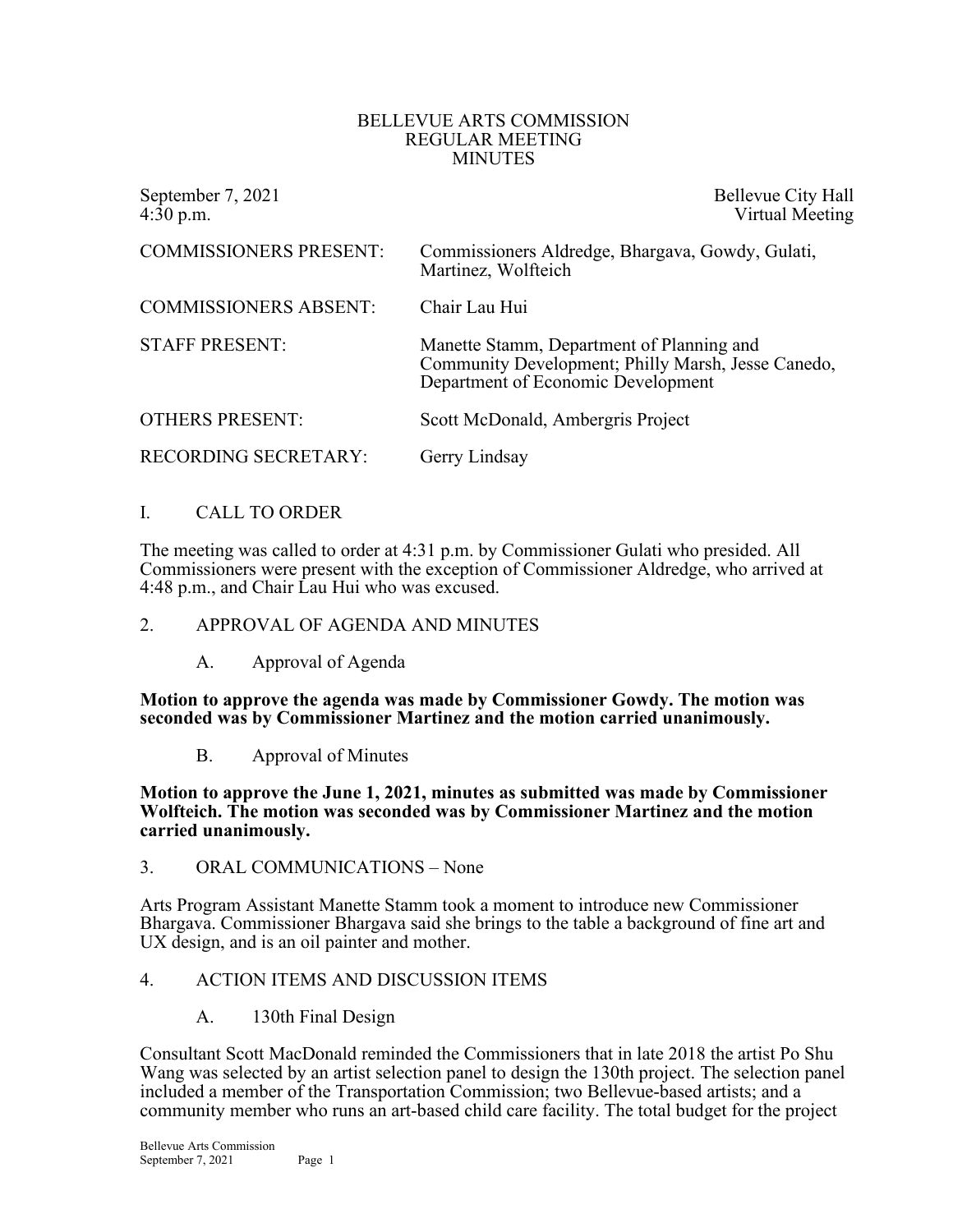# BELLEVUE ARTS COMMISSION
## REGULAR MEETING
## MINUTES

September 7, 2021 — Bellevue City Hall
4:30 p.m. — Virtual Meeting

| | |
|---|---|
| COMMISSIONERS PRESENT: | Commissioners Aldredge, Bhargava, Gowdy, Gulati, Martinez, Wolfteich |
| COMMISSIONERS ABSENT: | Chair Lau Hui |
| STAFF PRESENT: | Manette Stamm, Department of Planning and Community Development; Philly Marsh, Jesse Canedo, Department of Economic Development |
| OTHERS PRESENT: | Scott McDonald, Ambergris Project |
| RECORDING SECRETARY: | Gerry Lindsay |

I. CALL TO ORDER

The meeting was called to order at 4:31 p.m. by Commissioner Gulati who presided. All Commissioners were present with the exception of Commissioner Aldredge, who arrived at 4:48 p.m., and Chair Lau Hui who was excused.

2. APPROVAL OF AGENDA AND MINUTES

A. Approval of Agenda

**Motion to approve the agenda was made by Commissioner Gowdy. The motion was seconded was by Commissioner Martinez and the motion carried unanimously.**

B. Approval of Minutes

**Motion to approve the June 1, 2021, minutes as submitted was made by Commissioner Wolfteich. The motion was seconded was by Commissioner Martinez and the motion carried unanimously.**

3. ORAL COMMUNICATIONS – None

Arts Program Assistant Manette Stamm took a moment to introduce new Commissioner Bhargava. Commissioner Bhargava said she brings to the table a background of fine art and UX design, and is an oil painter and mother.

4. ACTION ITEMS AND DISCUSSION ITEMS

A. 130th Final Design

Consultant Scott MacDonald reminded the Commissioners that in late 2018 the artist Po Shu Wang was selected by an artist selection panel to design the 130th project. The selection panel included a member of the Transportation Commission; two Bellevue-based artists; and a community member who runs an art-based child care facility. The total budget for the project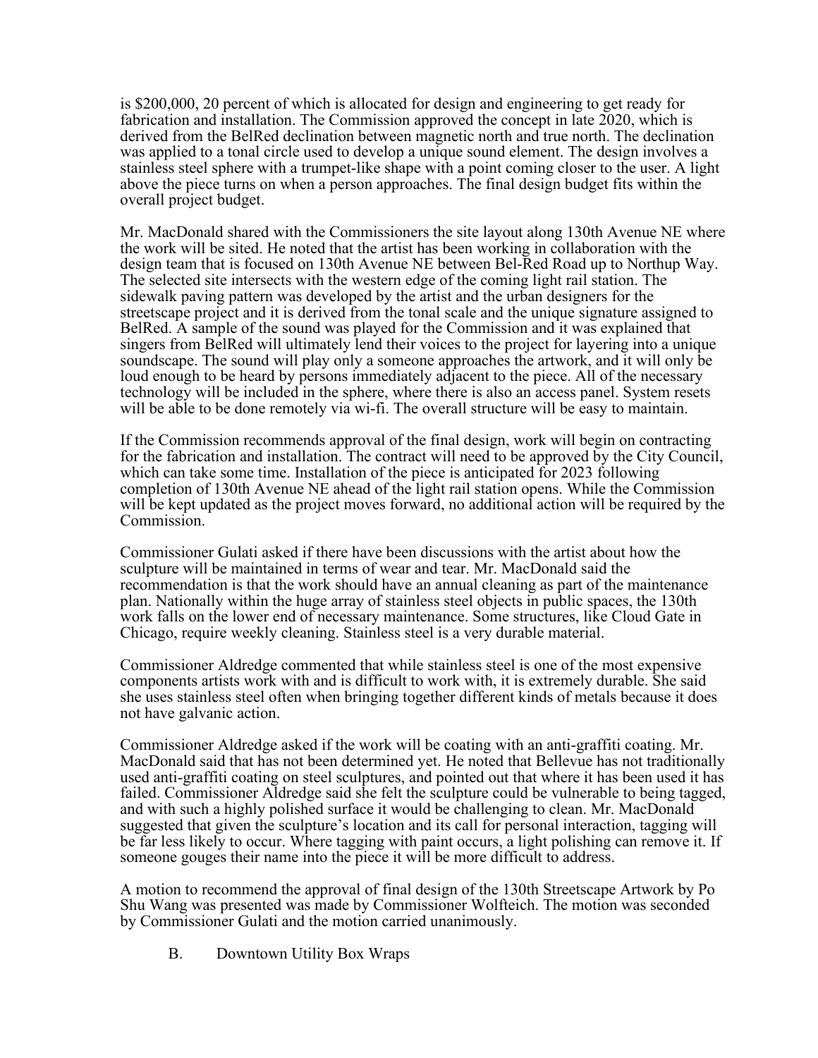is $200,000, 20 percent of which is allocated for design and engineering to get ready for fabrication and installation. The Commission approved the concept in late 2020, which is derived from the BelRed declination between magnetic north and true north. The declination was applied to a tonal circle used to develop a unique sound element. The design involves a stainless steel sphere with a trumpet-like shape with a point coming closer to the user. A light above the piece turns on when a person approaches. The final design budget fits within the overall project budget.

Mr. MacDonald shared with the Commissioners the site layout along 130th Avenue NE where the work will be sited. He noted that the artist has been working in collaboration with the design team that is focused on 130th Avenue NE between Bel-Red Road up to Northup Way. The selected site intersects with the western edge of the coming light rail station. The sidewalk paving pattern was developed by the artist and the urban designers for the streetscape project and it is derived from the tonal scale and the unique signature assigned to BelRed. A sample of the sound was played for the Commission and it was explained that singers from BelRed will ultimately lend their voices to the project for layering into a unique soundscape. The sound will play only a someone approaches the artwork, and it will only be loud enough to be heard by persons immediately adjacent to the piece. All of the necessary technology will be included in the sphere, where there is also an access panel. System resets will be able to be done remotely via wi-fi. The overall structure will be easy to maintain.

If the Commission recommends approval of the final design, work will begin on contracting for the fabrication and installation. The contract will need to be approved by the City Council, which can take some time. Installation of the piece is anticipated for 2023 following completion of 130th Avenue NE ahead of the light rail station opens. While the Commission will be kept updated as the project moves forward, no additional action will be required by the Commission.

Commissioner Gulati asked if there have been discussions with the artist about how the sculpture will be maintained in terms of wear and tear. Mr. MacDonald said the recommendation is that the work should have an annual cleaning as part of the maintenance plan. Nationally within the huge array of stainless steel objects in public spaces, the 130th work falls on the lower end of necessary maintenance. Some structures, like Cloud Gate in Chicago, require weekly cleaning. Stainless steel is a very durable material.

Commissioner Aldredge commented that while stainless steel is one of the most expensive components artists work with and is difficult to work with, it is extremely durable. She said she uses stainless steel often when bringing together different kinds of metals because it does not have galvanic action.

Commissioner Aldredge asked if the work will be coating with an anti-graffiti coating. Mr. MacDonald said that has not been determined yet. He noted that Bellevue has not traditionally used anti-graffiti coating on steel sculptures, and pointed out that where it has been used it has failed. Commissioner Aldredge said she felt the sculpture could be vulnerable to being tagged, and with such a highly polished surface it would be challenging to clean. Mr. MacDonald suggested that given the sculpture's location and its call for personal interaction, tagging will be far less likely to occur. Where tagging with paint occurs, a light polishing can remove it. If someone gouges their name into the piece it will be more difficult to address.

A motion to recommend the approval of final design of the 130th Streetscape Artwork by Po Shu Wang was presented was made by Commissioner Wolfteich. The motion was seconded by Commissioner Gulati and the motion carried unanimously.

B. Downtown Utility Box Wraps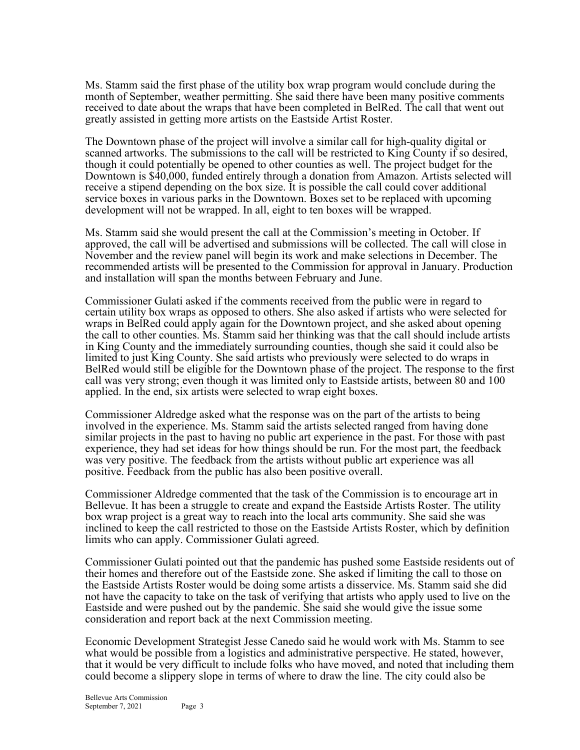Ms. Stamm said the first phase of the utility box wrap program would conclude during the month of September, weather permitting. She said there have been many positive comments received to date about the wraps that have been completed in BelRed. The call that went out greatly assisted in getting more artists on the Eastside Artist Roster.

The Downtown phase of the project will involve a similar call for high-quality digital or scanned artworks. The submissions to the call will be restricted to King County if so desired, though it could potentially be opened to other counties as well. The project budget for the Downtown is $40,000, funded entirely through a donation from Amazon. Artists selected will receive a stipend depending on the box size. It is possible the call could cover additional service boxes in various parks in the Downtown. Boxes set to be replaced with upcoming development will not be wrapped. In all, eight to ten boxes will be wrapped.

Ms. Stamm said she would present the call at the Commission's meeting in October. If approved, the call will be advertised and submissions will be collected. The call will close in November and the review panel will begin its work and make selections in December. The recommended artists will be presented to the Commission for approval in January. Production and installation will span the months between February and June.

Commissioner Gulati asked if the comments received from the public were in regard to certain utility box wraps as opposed to others. She also asked if artists who were selected for wraps in BelRed could apply again for the Downtown project, and she asked about opening the call to other counties. Ms. Stamm said her thinking was that the call should include artists in King County and the immediately surrounding counties, though she said it could also be limited to just King County. She said artists who previously were selected to do wraps in BelRed would still be eligible for the Downtown phase of the project. The response to the first call was very strong; even though it was limited only to Eastside artists, between 80 and 100 applied. In the end, six artists were selected to wrap eight boxes.

Commissioner Aldredge asked what the response was on the part of the artists to being involved in the experience. Ms. Stamm said the artists selected ranged from having done similar projects in the past to having no public art experience in the past. For those with past experience, they had set ideas for how things should be run. For the most part, the feedback was very positive. The feedback from the artists without public art experience was all positive. Feedback from the public has also been positive overall.

Commissioner Aldredge commented that the task of the Commission is to encourage art in Bellevue. It has been a struggle to create and expand the Eastside Artists Roster. The utility box wrap project is a great way to reach into the local arts community. She said she was inclined to keep the call restricted to those on the Eastside Artists Roster, which by definition limits who can apply. Commissioner Gulati agreed.

Commissioner Gulati pointed out that the pandemic has pushed some Eastside residents out of their homes and therefore out of the Eastside zone. She asked if limiting the call to those on the Eastside Artists Roster would be doing some artists a disservice. Ms. Stamm said she did not have the capacity to take on the task of verifying that artists who apply used to live on the Eastside and were pushed out by the pandemic. She said she would give the issue some consideration and report back at the next Commission meeting.

Economic Development Strategist Jesse Canedo said he would work with Ms. Stamm to see what would be possible from a logistics and administrative perspective. He stated, however, that it would be very difficult to include folks who have moved, and noted that including them could become a slippery slope in terms of where to draw the line. The city could also be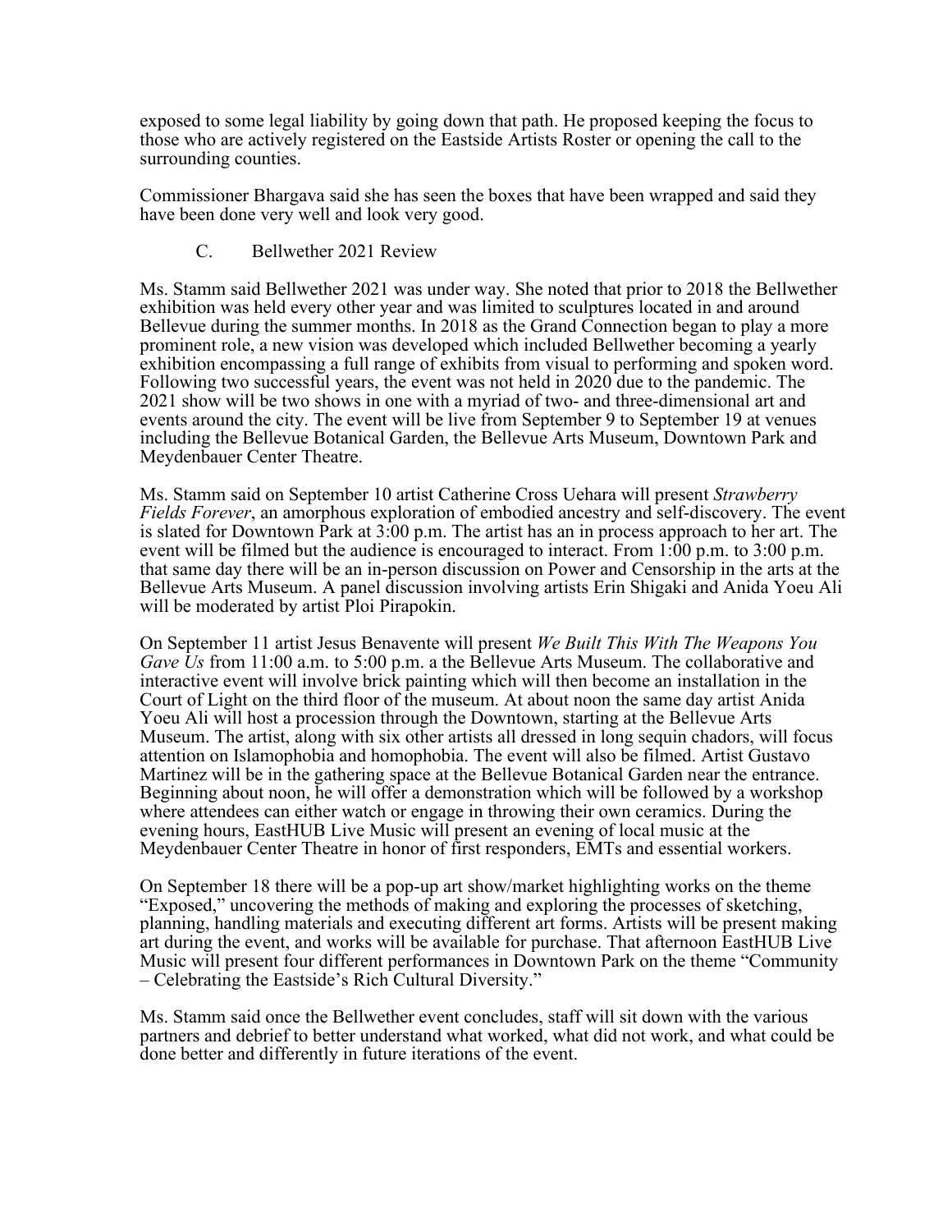exposed to some legal liability by going down that path. He proposed keeping the focus to those who are actively registered on the Eastside Artists Roster or opening the call to the surrounding counties.

Commissioner Bhargava said she has seen the boxes that have been wrapped and said they have been done very well and look very good.

C. Bellwether 2021 Review

Ms. Stamm said Bellwether 2021 was under way. She noted that prior to 2018 the Bellwether exhibition was held every other year and was limited to sculptures located in and around Bellevue during the summer months. In 2018 as the Grand Connection began to play a more prominent role, a new vision was developed which included Bellwether becoming a yearly exhibition encompassing a full range of exhibits from visual to performing and spoken word. Following two successful years, the event was not held in 2020 due to the pandemic. The 2021 show will be two shows in one with a myriad of two- and three-dimensional art and events around the city. The event will be live from September 9 to September 19 at venues including the Bellevue Botanical Garden, the Bellevue Arts Museum, Downtown Park and Meydenbauer Center Theatre.

Ms. Stamm said on September 10 artist Catherine Cross Uehara will present *Strawberry Fields Forever*, an amorphous exploration of embodied ancestry and self-discovery. The event is slated for Downtown Park at 3:00 p.m. The artist has an in process approach to her art. The event will be filmed but the audience is encouraged to interact. From 1:00 p.m. to 3:00 p.m. that same day there will be an in-person discussion on Power and Censorship in the arts at the Bellevue Arts Museum. A panel discussion involving artists Erin Shigaki and Anida Yoeu Ali will be moderated by artist Ploi Pirapokin.

On September 11 artist Jesus Benavente will present *We Built This With The Weapons You Gave Us* from 11:00 a.m. to 5:00 p.m. a the Bellevue Arts Museum. The collaborative and interactive event will involve brick painting which will then become an installation in the Court of Light on the third floor of the museum. At about noon the same day artist Anida Yoeu Ali will host a procession through the Downtown, starting at the Bellevue Arts Museum. The artist, along with six other artists all dressed in long sequin chadors, will focus attention on Islamophobia and homophobia. The event will also be filmed. Artist Gustavo Martinez will be in the gathering space at the Bellevue Botanical Garden near the entrance. Beginning about noon, he will offer a demonstration which will be followed by a workshop where attendees can either watch or engage in throwing their own ceramics. During the evening hours, EastHUB Live Music will present an evening of local music at the Meydenbauer Center Theatre in honor of first responders, EMTs and essential workers.

On September 18 there will be a pop-up art show/market highlighting works on the theme "Exposed," uncovering the methods of making and exploring the processes of sketching, planning, handling materials and executing different art forms. Artists will be present making art during the event, and works will be available for purchase. That afternoon EastHUB Live Music will present four different performances in Downtown Park on the theme "Community – Celebrating the Eastside's Rich Cultural Diversity."

Ms. Stamm said once the Bellwether event concludes, staff will sit down with the various partners and debrief to better understand what worked, what did not work, and what could be done better and differently in future iterations of the event.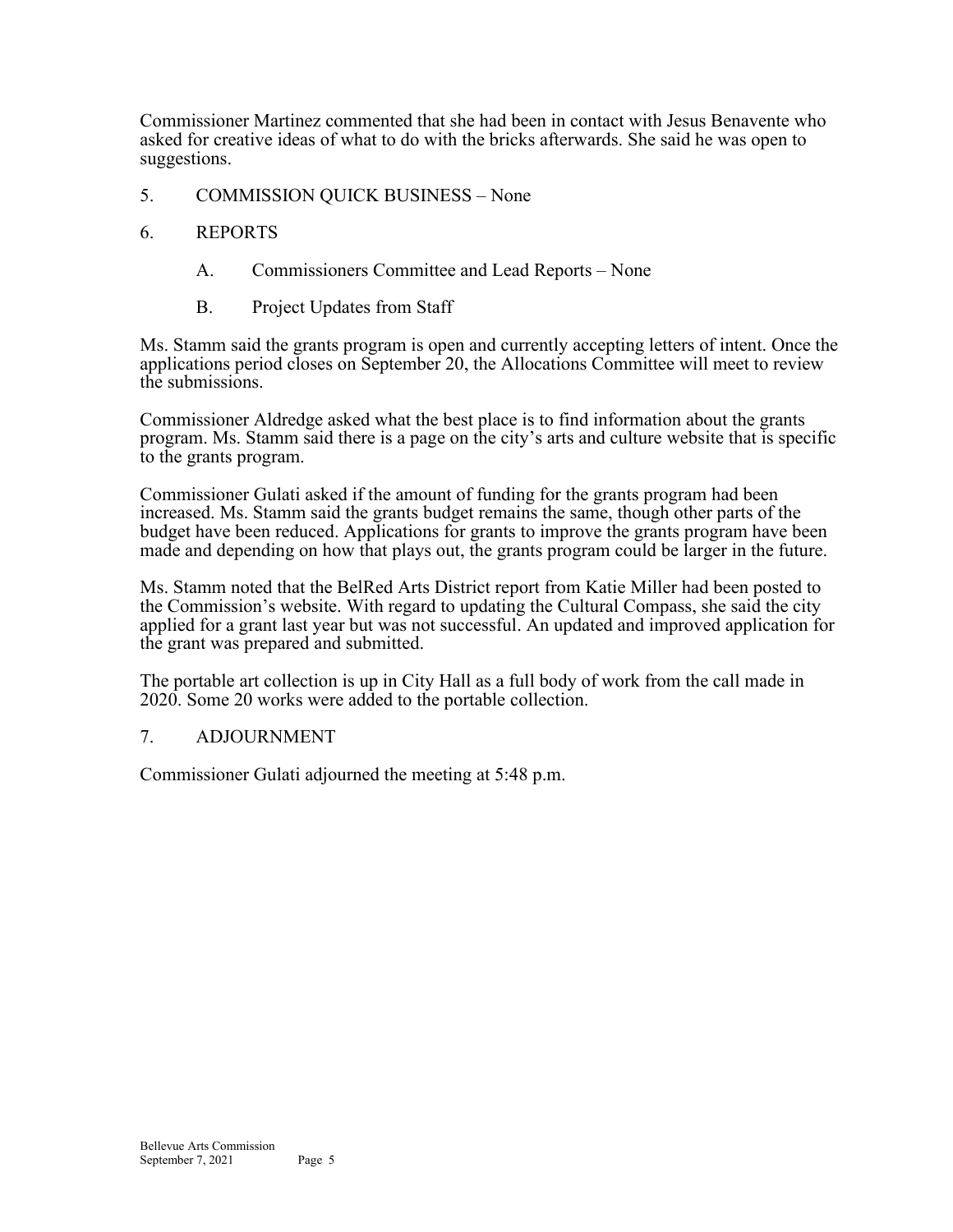Commissioner Martinez commented that she had been in contact with Jesus Benavente who asked for creative ideas of what to do with the bricks afterwards. She said he was open to suggestions.

5. COMMISSION QUICK BUSINESS – None

6. REPORTS

   A. Commissioners Committee and Lead Reports – None

   B. Project Updates from Staff

Ms. Stamm said the grants program is open and currently accepting letters of intent. Once the applications period closes on September 20, the Allocations Committee will meet to review the submissions.

Commissioner Aldredge asked what the best place is to find information about the grants program. Ms. Stamm said there is a page on the city's arts and culture website that is specific to the grants program.

Commissioner Gulati asked if the amount of funding for the grants program had been increased. Ms. Stamm said the grants budget remains the same, though other parts of the budget have been reduced. Applications for grants to improve the grants program have been made and depending on how that plays out, the grants program could be larger in the future.

Ms. Stamm noted that the BelRed Arts District report from Katie Miller had been posted to the Commission's website. With regard to updating the Cultural Compass, she said the city applied for a grant last year but was not successful. An updated and improved application for the grant was prepared and submitted.

The portable art collection is up in City Hall as a full body of work from the call made in 2020. Some 20 works were added to the portable collection.

7. ADJOURNMENT

Commissioner Gulati adjourned the meeting at 5:48 p.m.